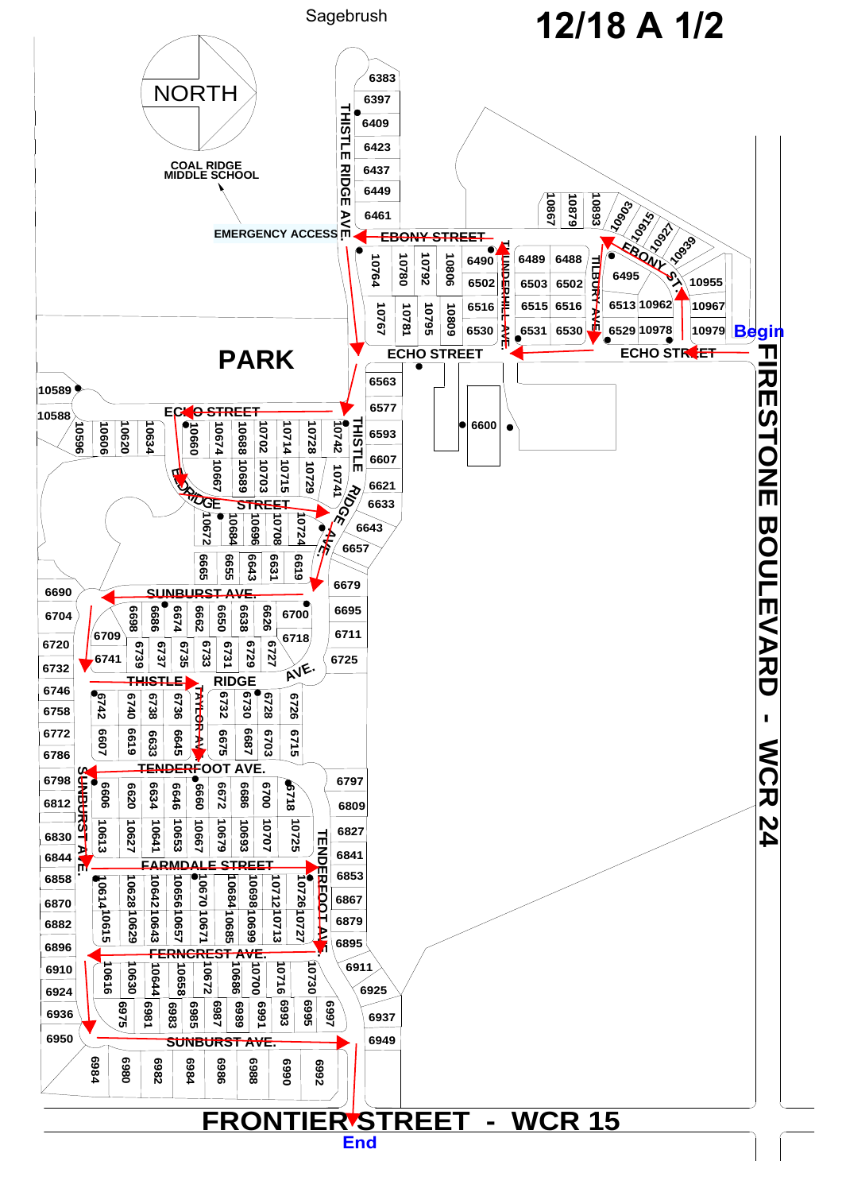# 12/18 A 1/2

Sagebrush

NORTH

COAL RIDGE MIDDLE SCHOOL

EMERGENCY ACCESS

PARK

Begin

End

FIRESTONE BOULEVARD - WCR 24

FRONTIER STREET - WCR 15

THISTLE RIDGE AVE.

EBONY STREET

ECHO STREET

UNDERHILL AVE.

TILBURY AVE.

EBONY ST.

ELDRIDGE STREET

SUNBURST AVE.

THISTLE RIDGE AVE.

TAYLOR AVE.

TENDERFOOT AVE.

SUNBURST AVE.

FARMDALE STREET

TENDERFOOT AVE.

FERNCREST AVE.

SUNBURST AVE.

6383, 6397, 6409, 6423, 6437, 6449, 6461

10764, 10780, 10792, 10806, 6490, 6502, 6516, 6530, 10767, 10781, 10795, 10809

10867, 10879, 10893, 10903, 10915, 10927, 10939

6489, 6488, 6503, 6502, 6515, 6516, 6531, 6530

6495, 6513, 10962, 6529, 10978, 10955, 10967, 10979

6563, 6577, 6593, 6607, 6621, 6633, 6643, 6657, 6600

10589, 10588, 10596, 10606, 10620, 10634, 10660, 10674, 10688, 10702, 10714, 10728, 10742

10667, 10689, 10703, 10715, 10729, 10741

10672, 10684, 10696, 10708, 10724

6665, 6655, 6643, 6631, 6619

6679, 6695, 6711, 6725

6690, 6704, 6720, 6732, 6709, 6741

6698, 6686, 6674, 6662, 6650, 6638, 6626, 6700, 6718

6739, 6737, 6735, 6733, 6731, 6729, 6727

6746, 6758, 6772, 6786

6742, 6740, 6738, 6736, 6732, 6730, 6728, 6726

6607, 6619, 6633, 6645, 6675, 6687, 6703, 6715

6798, 6812, 6830, 6844

6606, 6620, 6634, 6646, 6660, 6672, 6686, 6700, 6718

10613, 10627, 10641, 10653, 10667, 10679, 10693, 10707, 10725

6797, 6809, 6827, 6841

6858, 6870, 6882, 6896

10614, 10628, 10642, 10656, 10670, 10684, 10698, 10712, 10726

10615, 10629, 10643, 10657, 10671, 10685, 10699, 10713, 10727

6853, 6867, 6879, 6895

6910, 6924, 6936, 6950

10616, 10630, 10644, 10658, 10672, 10686, 10700, 10716, 10730

6975, 6981, 6983, 6985, 6987, 6989, 6991, 6993, 6995, 6997

6911, 6925, 6937, 6949

6984, 6980, 6982, 6984, 6986, 6988, 6990, 6992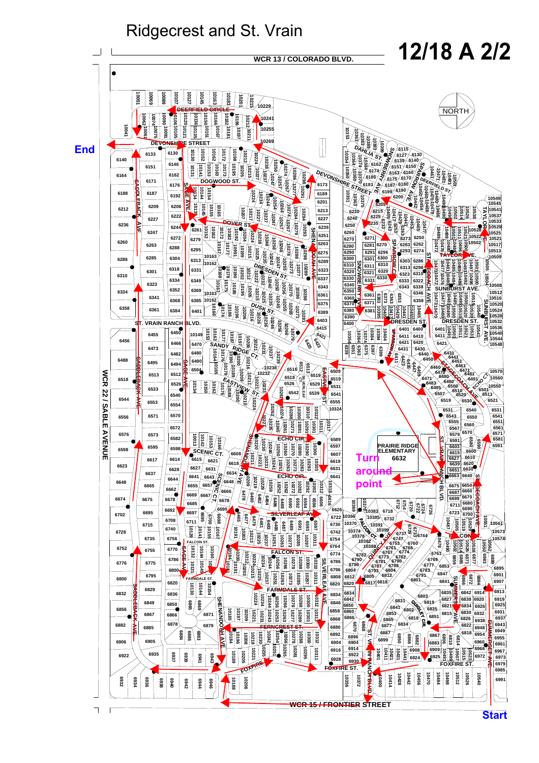# Ridgecrest and St. Vrain

## 12/18 A 2/2

WCR 13 / COLORADO BLVD.

NORTH

End

Start

Turn around point

WCR 22 / SABLE AVENUE

WCR 15 / FRONTIER STREET

PRAIRIE RIDGE ELEMENTARY 6632

DEERFIELD CIRCLE

DEVONSHIRE STREET

DOGWOOD ST.

DOVER ST.

DRESDEN ST.

DUSK ST.

ST. VRAIN RANCH BLVD.

SANDY RIDGE CT.

EASTVIEW ST.

ECHO CIR.

SCENIC CT.

SILVERLEAF AVE.

FALCON ST.

FARMDALE ST.

FERNCREST ST.

FOXFIRE ST.

SADDLEBACK AVE.

SABLE AVE.

SHENANDOAH AVE.

DAHLIA ST.

SNOWBERRY AVE.

SPARROW AVE.

DEERFIELD ST.

SPARROW CT.

STAGECOACH AVE.

SUNBURST AVE.

TAYLOR ST.

ECHO CT.

FALCON CT.

QUINCY AVE.

QUIGLEY CIR.

SUMMERSET AVE.

CONDOR ST.